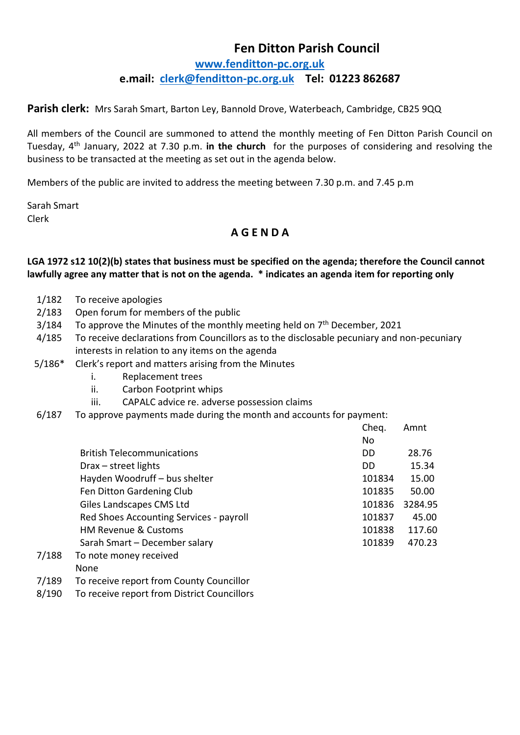# Fen Ditton Parish Council

**[www.fenditton-pc.org.uk](http://www.fenditton-pc.org.uk)**

**e.mail: [clerk@fenditton-pc.org.uk](mailto:clerk@fenditton-pc.org.uk) Tel: 01223 862687**

**Parish clerk:** Mrs Sarah Smart, Barton Ley, Bannold Drove, Waterbeach, Cambridge, CB25 9QQ

All members of the Council are summoned to attend the monthly meeting of Fen Ditton Parish Council on Tuesday, 4th January, 2022 at 7.30 p.m. **in the church** for the purposes of considering and resolving the business to be transacted at the meeting as set out in the agenda below.

Members of the public are invited to address the meeting between 7.30 p.m. and 7.45 p.m

Sarah Smart
Clerk

## A G E N D A

**LGA 1972 s12 10(2)(b) states that business must be specified on the agenda; therefore the Council cannot lawfully agree any matter that is not on the agenda. * indicates an agenda item for reporting only**

1/182 To receive apologies

2/183 Open forum for members of the public

3/184 To approve the Minutes of the monthly meeting held on 7th December, 2021

4/185 To receive declarations from Councillors as to the disclosable pecuniary and non-pecuniary interests in relation to any items on the agenda

5/186* Clerk's report and matters arising from the Minutes

- i. Replacement trees
- ii. Carbon Footprint whips
- iii. CAPALC advice re. adverse possession claims

6/187 To approve payments made during the month and accounts for payment:

| | Cheq. No | Amnt |
|---|---|---|
| British Telecommunications | DD | 28.76 |
| Drax – street lights | DD | 15.34 |
| Hayden Woodruff – bus shelter | 101834 | 15.00 |
| Fen Ditton Gardening Club | 101835 | 50.00 |
| Giles Landscapes CMS Ltd | 101836 | 3284.95 |
| Red Shoes Accounting Services - payroll | 101837 | 45.00 |
| HM Revenue & Customs | 101838 | 117.60 |
| Sarah Smart – December salary | 101839 | 470.23 |

7/188 To note money received
None

7/189 To receive report from County Councillor

8/190 To receive report from District Councillors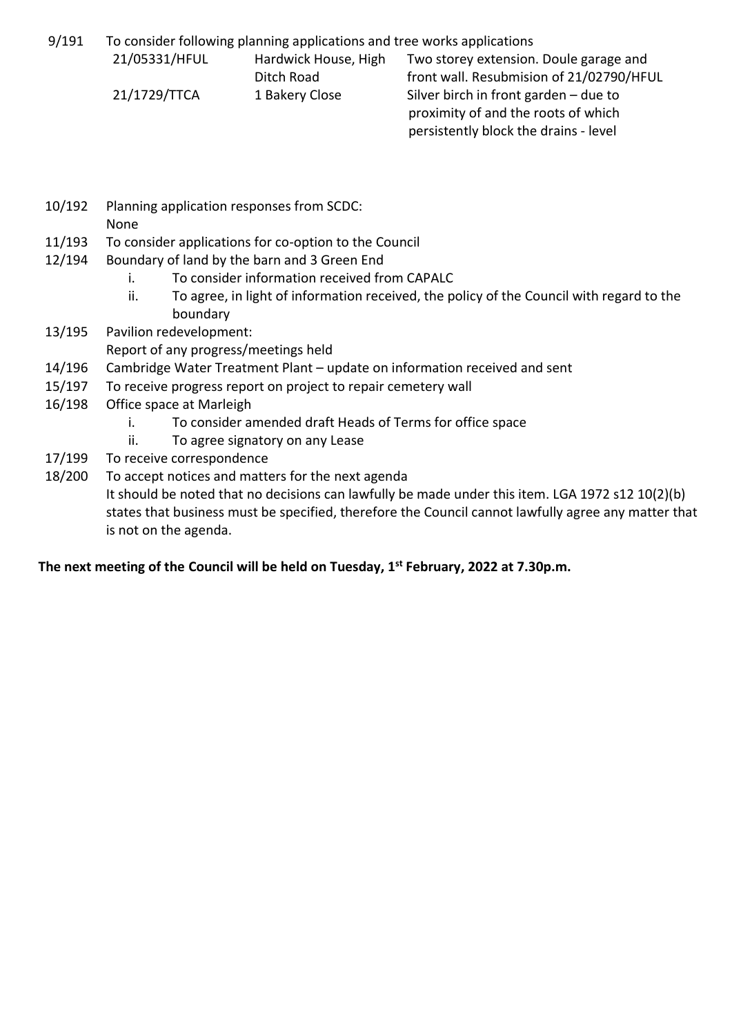9/191 To consider following planning applications and tree works applications

| | | |
|---|---|---|
| 21/05331/HFUL | Hardwick House, High Ditch Road | Two storey extension. Doule garage and front wall. Resubmision of 21/02790/HFUL |
| 21/1729/TTCA | 1 Bakery Close | Silver birch in front garden – due to proximity of and the roots of which persistently block the drains - level |

10/192 Planning application responses from SCDC:
None

11/193 To consider applications for co-option to the Council

12/194 Boundary of land by the barn and 3 Green End
  i. To consider information received from CAPALC
  ii. To agree, in light of information received, the policy of the Council with regard to the boundary

13/195 Pavilion redevelopment:
Report of any progress/meetings held

14/196 Cambridge Water Treatment Plant – update on information received and sent

15/197 To receive progress report on project to repair cemetery wall

16/198 Office space at Marleigh
  i. To consider amended draft Heads of Terms for office space
  ii. To agree signatory on any Lease

17/199 To receive correspondence

18/200 To accept notices and matters for the next agenda
It should be noted that no decisions can lawfully be made under this item. LGA 1972 s12 10(2)(b) states that business must be specified, therefore the Council cannot lawfully agree any matter that is not on the agenda.

**The next meeting of the Council will be held on Tuesday, 1st February, 2022 at 7.30p.m.**